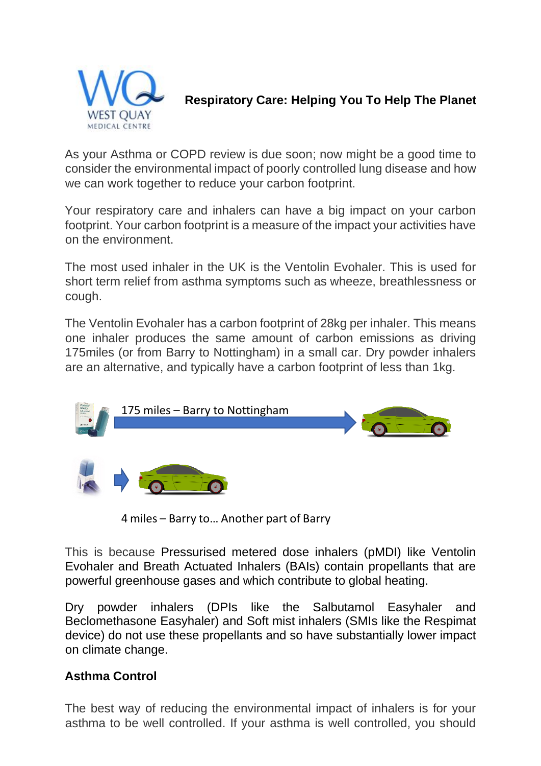**Respiratory Care: Helping You To Help The Planet**

As your Asthma or COPD review is due soon; now might be a good time to consider the environmental impact of poorly controlled lung disease and how we can work together to reduce your carbon footprint.

Your respiratory care and inhalers can have a big impact on your carbon footprint. Your carbon footprint is a measure of the impact your activities have on the environment.

The most used inhaler in the UK is the Ventolin Evohaler. This is used for short term relief from asthma symptoms such as wheeze, breathlessness or cough.

The Ventolin Evohaler has a carbon footprint of 28kg per inhaler. This means one inhaler produces the same amount of carbon emissions as driving 175miles (or from Barry to Nottingham) in a small car. Dry powder inhalers are an alternative, and typically have a carbon footprint of less than 1kg.

175 miles – Barry to Nottingham

4 miles – Barry to… Another part of Barry

This is because Pressurised metered dose inhalers (pMDI) like Ventolin Evohaler and Breath Actuated Inhalers (BAIs) contain propellants that are powerful greenhouse gases and which contribute to global heating.

Dry powder inhalers (DPIs like the Salbutamol Easyhaler and Beclomethasone Easyhaler) and Soft mist inhalers (SMIs like the Respimat device) do not use these propellants and so have substantially lower impact on climate change.

**Asthma Control**

The best way of reducing the environmental impact of inhalers is for your asthma to be well controlled. If your asthma is well controlled, you should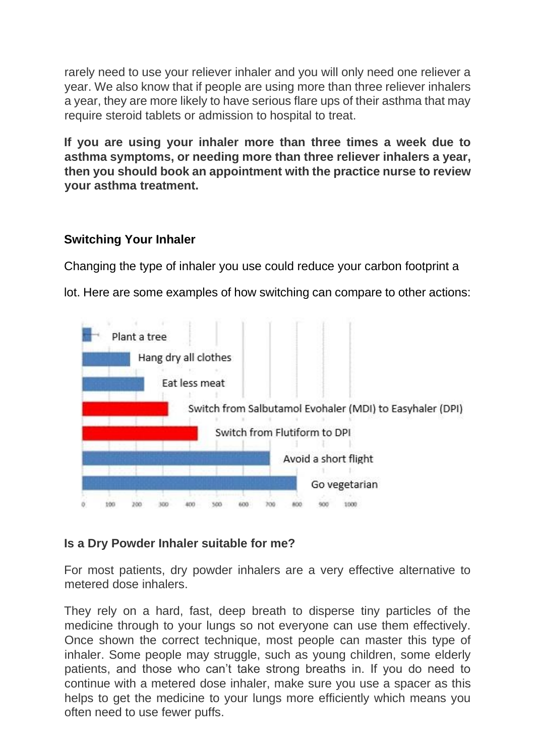rarely need to use your reliever inhaler and you will only need one reliever a year. We also know that if people are using more than three reliever inhalers a year, they are more likely to have serious flare ups of their asthma that may require steroid tablets or admission to hospital to treat.

**If you are using your inhaler more than three times a week due to asthma symptoms, or needing more than three reliever inhalers a year, then you should book an appointment with the practice nurse to review your asthma treatment.**

### Switching Your Inhaler

Changing the type of inhaler you use could reduce your carbon footprint a lot. Here are some examples of how switching can compare to other actions:

Plant a tree

Hang dry all clothes

Eat less meat

Switch from Salbutamol Evohaler (MDI) to Easyhaler (DPI)

Switch from Flutiform to DPI

Avoid a short flight

Go vegetarian

0 100 200 300 400 500 600 700 800 900 1000

### Is a Dry Powder Inhaler suitable for me?

For most patients, dry powder inhalers are a very effective alternative to metered dose inhalers.

They rely on a hard, fast, deep breath to disperse tiny particles of the medicine through to your lungs so not everyone can use them effectively. Once shown the correct technique, most people can master this type of inhaler. Some people may struggle, such as young children, some elderly patients, and those who can't take strong breaths in. If you do need to continue with a metered dose inhaler, make sure you use a spacer as this helps to get the medicine to your lungs more efficiently which means you often need to use fewer puffs.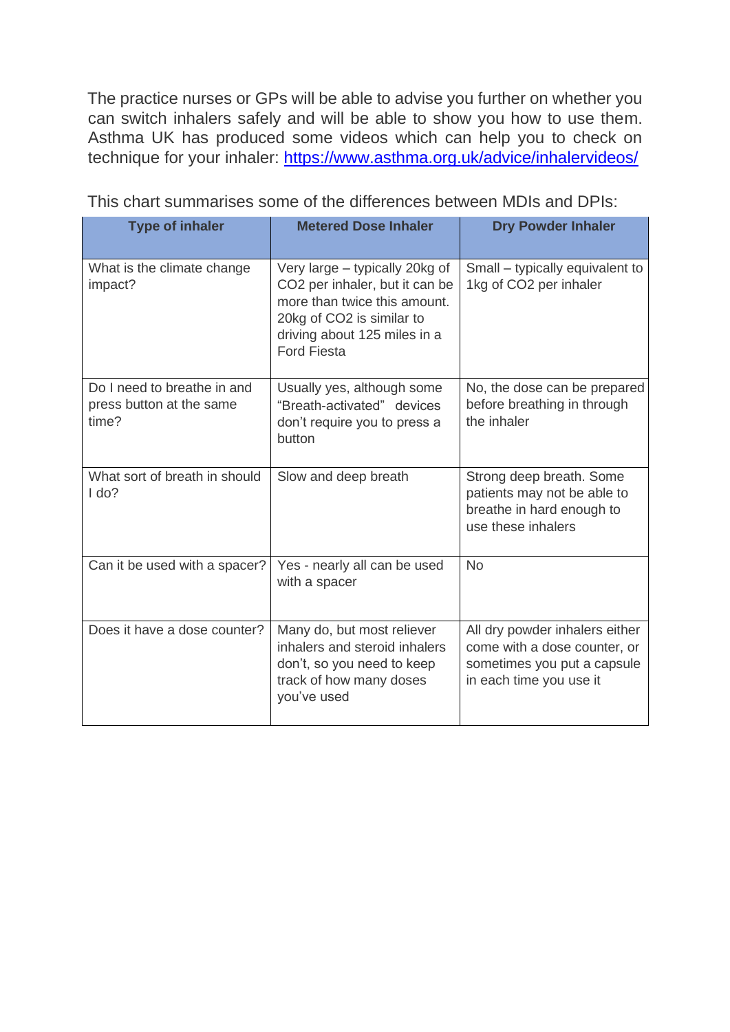The practice nurses or GPs will be able to advise you further on whether you can switch inhalers safely and will be able to show you how to use them. Asthma UK has produced some videos which can help you to check on technique for your inhaler: [https://www.asthma.org.uk/advice/inhalervideos/](https://www.asthma.org.uk/advice/inhalervideos/)

This chart summarises some of the differences between MDIs and DPIs:

| Type of inhaler | Metered Dose Inhaler | Dry Powder Inhaler |
|---|---|---|
| What is the climate change impact? | Very large – typically 20kg of $CO_2$ per inhaler, but it can be more than twice this amount. 20kg of $CO_2$ is similar to driving about 125 miles in a Ford Fiesta | Small – typically equivalent to 1kg of $CO_2$ per inhaler |
| Do I need to breathe in and press button at the same time? | Usually yes, although some "Breath-activated" devices don't require you to press a button | No, the dose can be prepared before breathing in through the inhaler |
| What sort of breath in should I do? | Slow and deep breath | Strong deep breath. Some patients may not be able to breathe in hard enough to use these inhalers |
| Can it be used with a spacer? | Yes - nearly all can be used with a spacer | No |
| Does it have a dose counter? | Many do, but most reliever inhalers and steroid inhalers don't, so you need to keep track of how many doses you've used | All dry powder inhalers either come with a dose counter, or sometimes you put a capsule in each time you use it |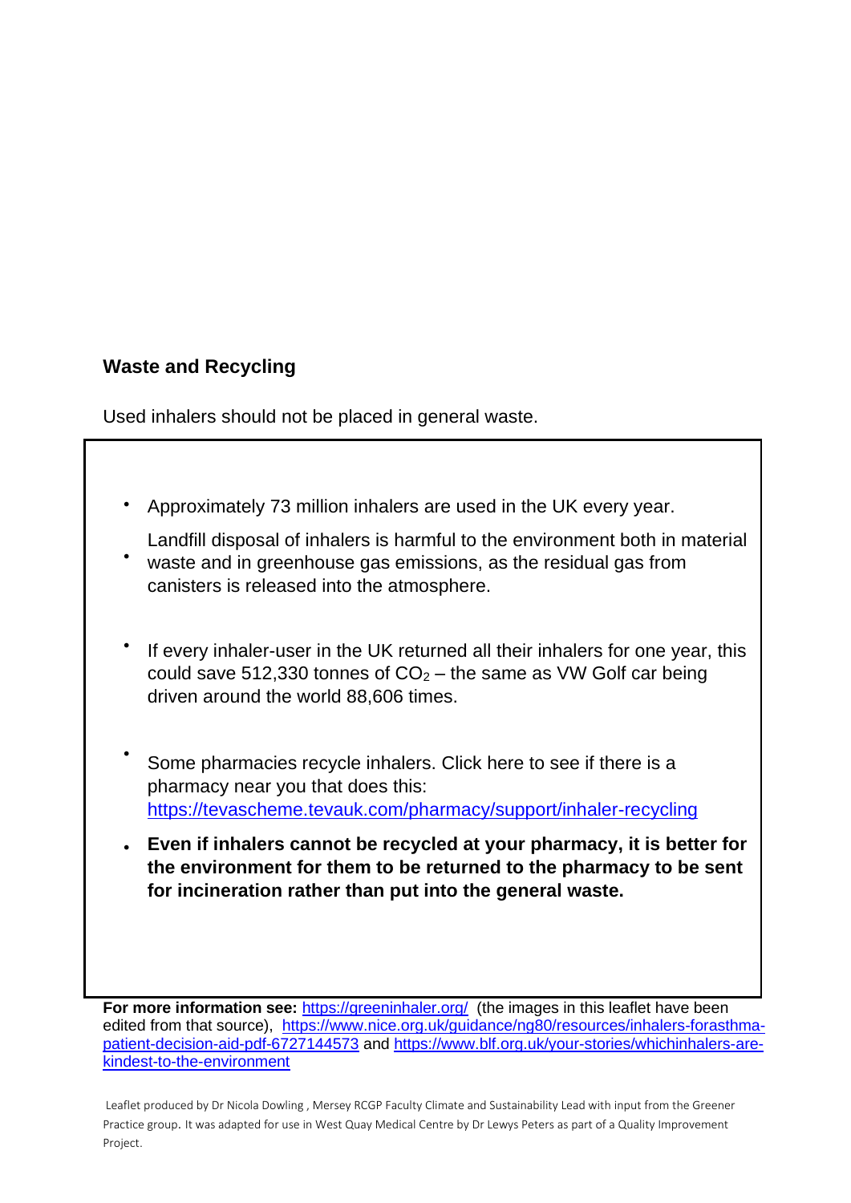## Waste and Recycling

Used inhalers should not be placed in general waste.

- Approximately 73 million inhalers are used in the UK every year.
- Landfill disposal of inhalers is harmful to the environment both in material waste and in greenhouse gas emissions, as the residual gas from canisters is released into the atmosphere.
- If every inhaler-user in the UK returned all their inhalers for one year, this could save 512,330 tonnes of $CO_2$ – the same as VW Golf car being driven around the world 88,606 times.
- Some pharmacies recycle inhalers. Click here to see if there is a pharmacy near you that does this: https://tevascheme.tevauk.com/pharmacy/support/inhaler-recycling
- **Even if inhalers cannot be recycled at your pharmacy, it is better for the environment for them to be returned to the pharmacy to be sent for incineration rather than put into the general waste.**

**For more information see:** https://greeninhaler.org/ (the images in this leaflet have been edited from that source), https://www.nice.org.uk/guidance/ng80/resources/inhalers-forasthma-patient-decision-aid-pdf-6727144573 and https://www.blf.org.uk/your-stories/whichinhalers-are-kindest-to-the-environment

Leaflet produced by Dr Nicola Dowling , Mersey RCGP Faculty Climate and Sustainability Lead with input from the Greener Practice group. It was adapted for use in West Quay Medical Centre by Dr Lewys Peters as part of a Quality Improvement Project.